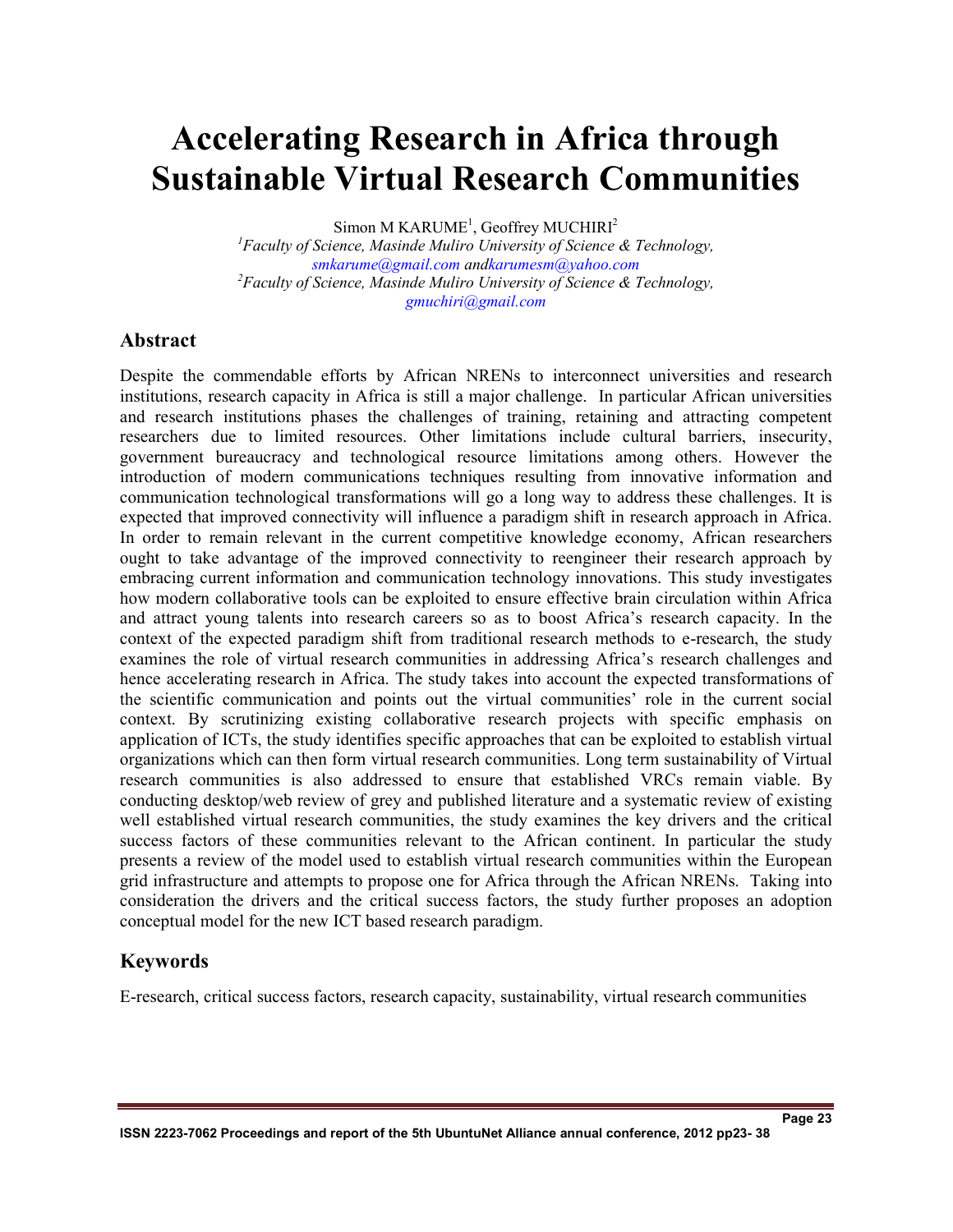# Accelerating Research in Africa through Sustainable Virtual Research Communities

Simon M KARUME[1], Geoffrey MUCHIRI[2]

[1]*Faculty of Science, Masinde Muliro University of Science & Technology,*
*smkarume@gmail.com andkarumesm@yahoo.com*

[2]*Faculty of Science, Masinde Muliro University of Science & Technology,*
*gmuchiri@gmail.com*

## Abstract

Despite the commendable efforts by African NRENs to interconnect universities and research institutions, research capacity in Africa is still a major challenge. In particular African universities and research institutions phases the challenges of training, retaining and attracting competent researchers due to limited resources. Other limitations include cultural barriers, insecurity, government bureaucracy and technological resource limitations among others. However the introduction of modern communications techniques resulting from innovative information and communication technological transformations will go a long way to address these challenges. It is expected that improved connectivity will influence a paradigm shift in research approach in Africa. In order to remain relevant in the current competitive knowledge economy, African researchers ought to take advantage of the improved connectivity to reengineer their research approach by embracing current information and communication technology innovations. This study investigates how modern collaborative tools can be exploited to ensure effective brain circulation within Africa and attract young talents into research careers so as to boost Africa's research capacity. In the context of the expected paradigm shift from traditional research methods to e-research, the study examines the role of virtual research communities in addressing Africa's research challenges and hence accelerating research in Africa. The study takes into account the expected transformations of the scientific communication and points out the virtual communities' role in the current social context. By scrutinizing existing collaborative research projects with specific emphasis on application of ICTs, the study identifies specific approaches that can be exploited to establish virtual organizations which can then form virtual research communities. Long term sustainability of Virtual research communities is also addressed to ensure that established VRCs remain viable. By conducting desktop/web review of grey and published literature and a systematic review of existing well established virtual research communities, the study examines the key drivers and the critical success factors of these communities relevant to the African continent. In particular the study presents a review of the model used to establish virtual research communities within the European grid infrastructure and attempts to propose one for Africa through the African NRENs. Taking into consideration the drivers and the critical success factors, the study further proposes an adoption conceptual model for the new ICT based research paradigm.

## Keywords

E-research, critical success factors, research capacity, sustainability, virtual research communities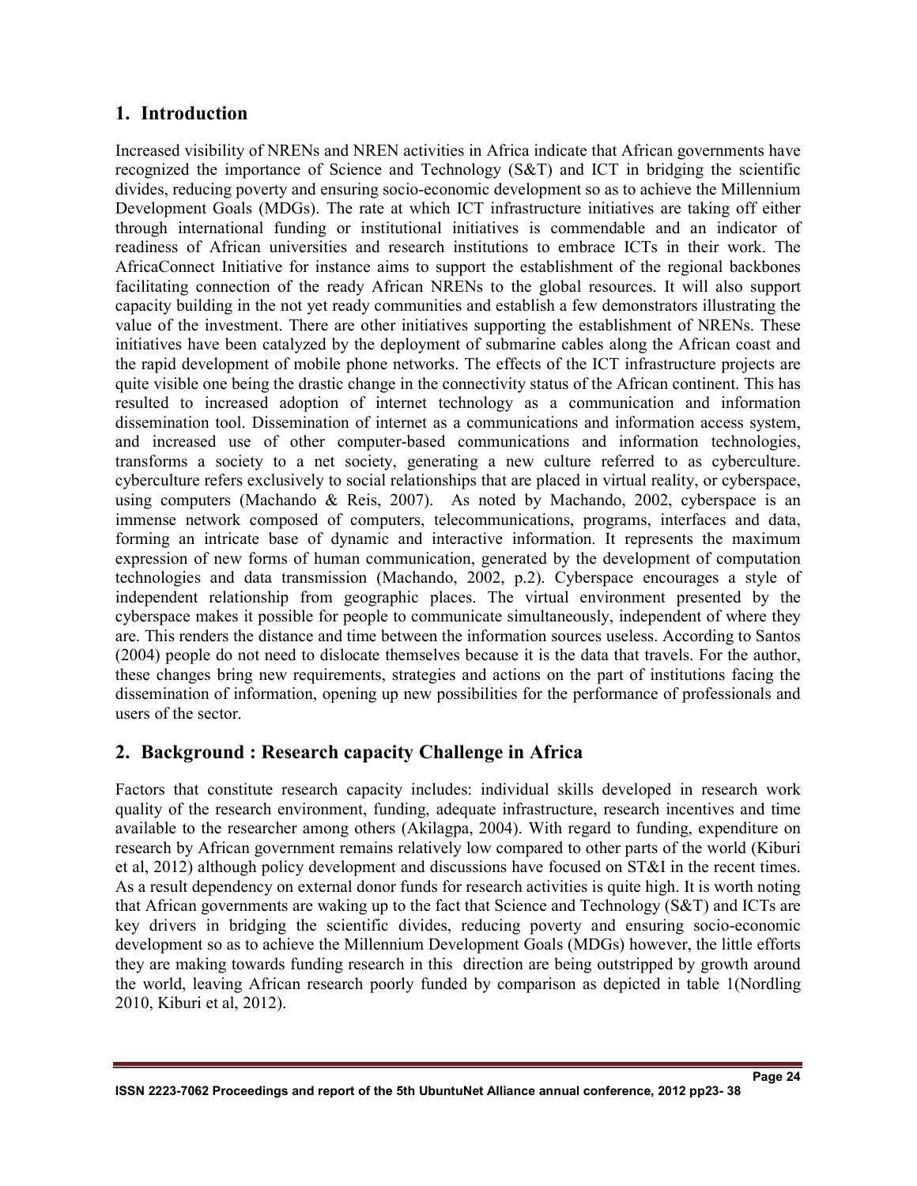## 1. Introduction

Increased visibility of NRENs and NREN activities in Africa indicate that African governments have recognized the importance of Science and Technology (S&T) and ICT in bridging the scientific divides, reducing poverty and ensuring socio-economic development so as to achieve the Millennium Development Goals (MDGs). The rate at which ICT infrastructure initiatives are taking off either through international funding or institutional initiatives is commendable and an indicator of readiness of African universities and research institutions to embrace ICTs in their work. The AfricaConnect Initiative for instance aims to support the establishment of the regional backbones facilitating connection of the ready African NRENs to the global resources. It will also support capacity building in the not yet ready communities and establish a few demonstrators illustrating the value of the investment. There are other initiatives supporting the establishment of NRENs. These initiatives have been catalyzed by the deployment of submarine cables along the African coast and the rapid development of mobile phone networks. The effects of the ICT infrastructure projects are quite visible one being the drastic change in the connectivity status of the African continent. This has resulted to increased adoption of internet technology as a communication and information dissemination tool. Dissemination of internet as a communications and information access system, and increased use of other computer-based communications and information technologies, transforms a society to a net society, generating a new culture referred to as cyberculture. cyberculture refers exclusively to social relationships that are placed in virtual reality, or cyberspace, using computers (Machando & Reis, 2007). As noted by Machando, 2002, cyberspace is an immense network composed of computers, telecommunications, programs, interfaces and data, forming an intricate base of dynamic and interactive information. It represents the maximum expression of new forms of human communication, generated by the development of computation technologies and data transmission (Machando, 2002, p.2). Cyberspace encourages a style of independent relationship from geographic places. The virtual environment presented by the cyberspace makes it possible for people to communicate simultaneously, independent of where they are. This renders the distance and time between the information sources useless. According to Santos (2004) people do not need to dislocate themselves because it is the data that travels. For the author, these changes bring new requirements, strategies and actions on the part of institutions facing the dissemination of information, opening up new possibilities for the performance of professionals and users of the sector.

## 2. Background : Research capacity Challenge in Africa

Factors that constitute research capacity includes: individual skills developed in research work quality of the research environment, funding, adequate infrastructure, research incentives and time available to the researcher among others (Akilagpa, 2004). With regard to funding, expenditure on research by African government remains relatively low compared to other parts of the world (Kiburi et al, 2012) although policy development and discussions have focused on ST&I in the recent times. As a result dependency on external donor funds for research activities is quite high. It is worth noting that African governments are waking up to the fact that Science and Technology (S&T) and ICTs are key drivers in bridging the scientific divides, reducing poverty and ensuring socio-economic development so as to achieve the Millennium Development Goals (MDGs) however, the little efforts they are making towards funding research in this direction are being outstripped by growth around the world, leaving African research poorly funded by comparison as depicted in table 1(Nordling 2010, Kiburi et al, 2012).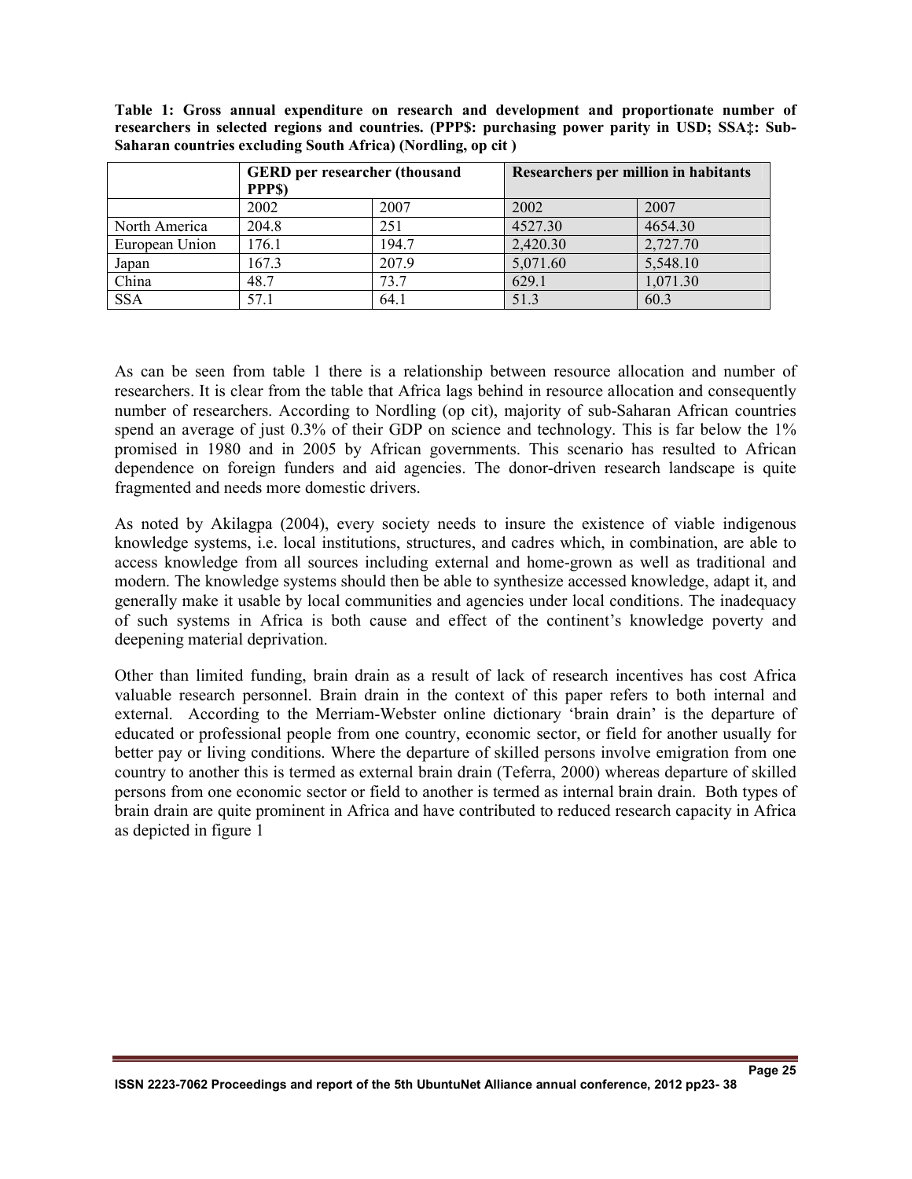**Table 1: Gross annual expenditure on research and development and proportionate number of researchers in selected regions and countries. (PPP$: purchasing power parity in USD; SSA‡: Sub-Saharan countries excluding South Africa) (Nordling, op cit )**

| | **GERD per researcher (thousand PPP$)** | | **Researchers per million in habitants** | |
|---|---|---|---|---|
| | 2002 | 2007 | 2002 | 2007 |
| North America | 204.8 | 251 | 4527.30 | 4654.30 |
| European Union | 176.1 | 194.7 | 2,420.30 | 2,727.70 |
| Japan | 167.3 | 207.9 | 5,071.60 | 5,548.10 |
| China | 48.7 | 73.7 | 629.1 | 1,071.30 |
| SSA | 57.1 | 64.1 | 51.3 | 60.3 |

As can be seen from table 1 there is a relationship between resource allocation and number of researchers. It is clear from the table that Africa lags behind in resource allocation and consequently number of researchers. According to Nordling (op cit), majority of sub-Saharan African countries spend an average of just 0.3% of their GDP on science and technology. This is far below the 1% promised in 1980 and in 2005 by African governments. This scenario has resulted to African dependence on foreign funders and aid agencies. The donor-driven research landscape is quite fragmented and needs more domestic drivers.

As noted by Akilagpa (2004), every society needs to insure the existence of viable indigenous knowledge systems, i.e. local institutions, structures, and cadres which, in combination, are able to access knowledge from all sources including external and home-grown as well as traditional and modern. The knowledge systems should then be able to synthesize accessed knowledge, adapt it, and generally make it usable by local communities and agencies under local conditions. The inadequacy of such systems in Africa is both cause and effect of the continent's knowledge poverty and deepening material deprivation.

Other than limited funding, brain drain as a result of lack of research incentives has cost Africa valuable research personnel. Brain drain in the context of this paper refers to both internal and external. According to the Merriam-Webster online dictionary 'brain drain' is the departure of educated or professional people from one country, economic sector, or field for another usually for better pay or living conditions. Where the departure of skilled persons involve emigration from one country to another this is termed as external brain drain (Teferra, 2000) whereas departure of skilled persons from one economic sector or field to another is termed as internal brain drain. Both types of brain drain are quite prominent in Africa and have contributed to reduced research capacity in Africa as depicted in figure 1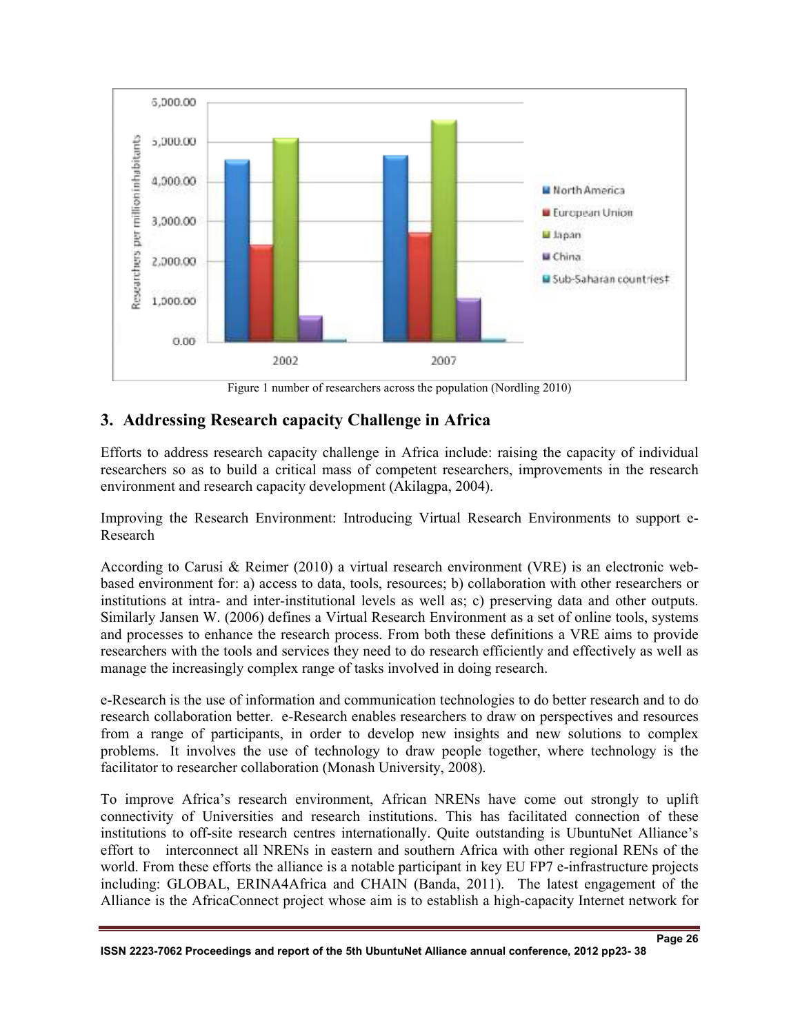Figure 1 number of researchers across the population (Nordling 2010)

## 3. Addressing Research capacity Challenge in Africa

Efforts to address research capacity challenge in Africa include: raising the capacity of individual researchers so as to build a critical mass of competent researchers, improvements in the research environment and research capacity development (Akilagpa, 2004).

Improving the Research Environment: Introducing Virtual Research Environments to support e-Research

According to Carusi & Reimer (2010) a virtual research environment (VRE) is an electronic web-based environment for: a) access to data, tools, resources; b) collaboration with other researchers or institutions at intra- and inter-institutional levels as well as; c) preserving data and other outputs. Similarly Jansen W. (2006) defines a Virtual Research Environment as a set of online tools, systems and processes to enhance the research process. From both these definitions a VRE aims to provide researchers with the tools and services they need to do research efficiently and effectively as well as manage the increasingly complex range of tasks involved in doing research.

e-Research is the use of information and communication technologies to do better research and to do research collaboration better. e-Research enables researchers to draw on perspectives and resources from a range of participants, in order to develop new insights and new solutions to complex problems. It involves the use of technology to draw people together, where technology is the facilitator to researcher collaboration (Monash University, 2008).

To improve Africa's research environment, African NRENs have come out strongly to uplift connectivity of Universities and research institutions. This has facilitated connection of these institutions to off-site research centres internationally. Quite outstanding is UbuntuNet Alliance's effort to interconnect all NRENs in eastern and southern Africa with other regional RENs of the world. From these efforts the alliance is a notable participant in key EU FP7 e-infrastructure projects including: GLOBAL, ERINA4Africa and CHAIN (Banda, 2011). The latest engagement of the Alliance is the AfricaConnect project whose aim is to establish a high-capacity Internet network for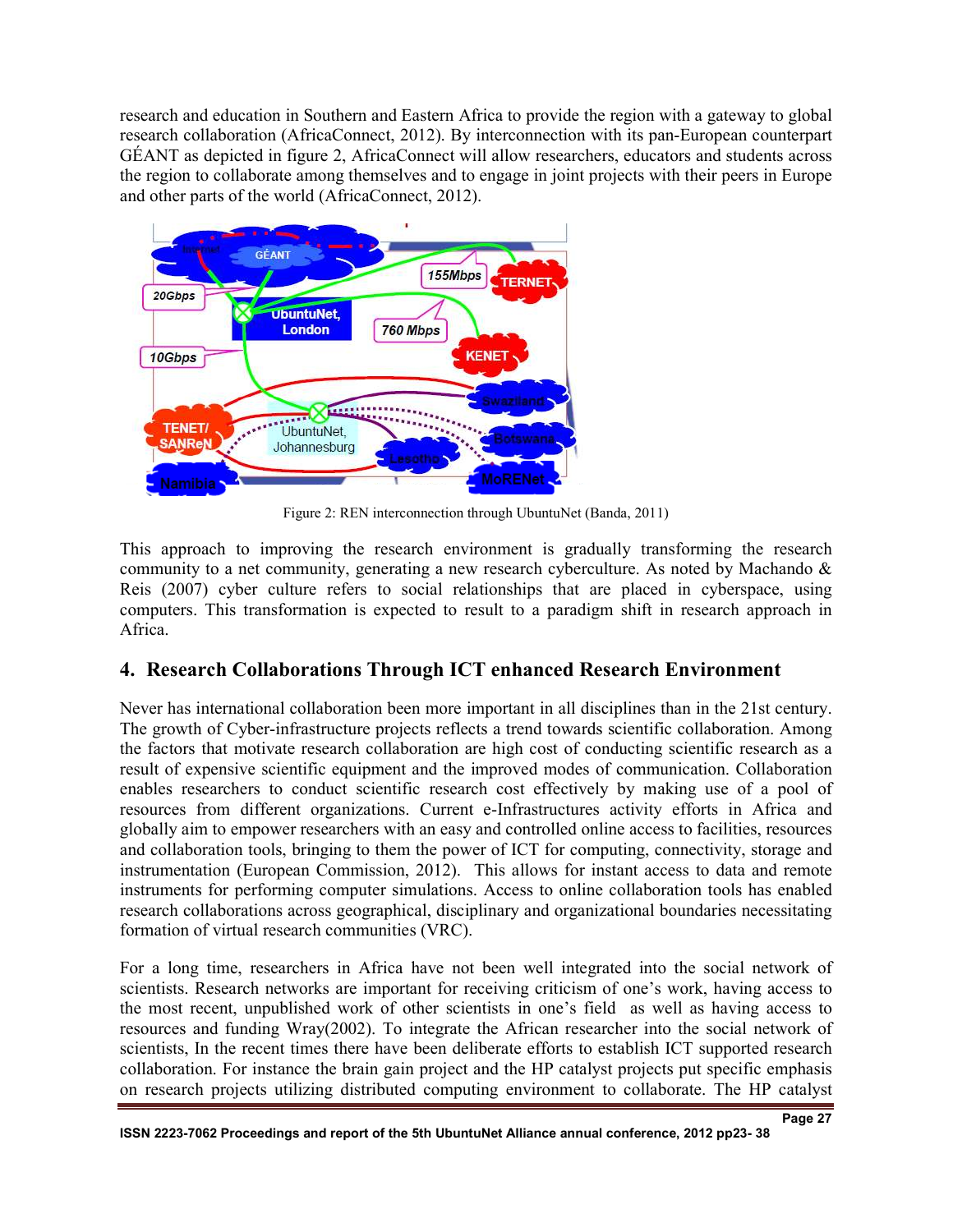research and education in Southern and Eastern Africa to provide the region with a gateway to global research collaboration (AfricaConnect, 2012). By interconnection with its pan-European counterpart GÉANT as depicted in figure 2, AfricaConnect will allow researchers, educators and students across the region to collaborate among themselves and to engage in joint projects with their peers in Europe and other parts of the world (AfricaConnect, 2012).

Figure 2: REN interconnection through UbuntuNet (Banda, 2011)

This approach to improving the research environment is gradually transforming the research community to a net community, generating a new research cyberculture. As noted by Machando & Reis (2007) cyber culture refers to social relationships that are placed in cyberspace, using computers. This transformation is expected to result to a paradigm shift in research approach in Africa.

## 4. Research Collaborations Through ICT enhanced Research Environment

Never has international collaboration been more important in all disciplines than in the 21st century. The growth of Cyber-infrastructure projects reflects a trend towards scientific collaboration. Among the factors that motivate research collaboration are high cost of conducting scientific research as a result of expensive scientific equipment and the improved modes of communication. Collaboration enables researchers to conduct scientific research cost effectively by making use of a pool of resources from different organizations. Current e-Infrastructures activity efforts in Africa and globally aim to empower researchers with an easy and controlled online access to facilities, resources and collaboration tools, bringing to them the power of ICT for computing, connectivity, storage and instrumentation (European Commission, 2012). This allows for instant access to data and remote instruments for performing computer simulations. Access to online collaboration tools has enabled research collaborations across geographical, disciplinary and organizational boundaries necessitating formation of virtual research communities (VRC).

For a long time, researchers in Africa have not been well integrated into the social network of scientists. Research networks are important for receiving criticism of one's work, having access to the most recent, unpublished work of other scientists in one's field as well as having access to resources and funding Wray(2002). To integrate the African researcher into the social network of scientists, In the recent times there have been deliberate efforts to establish ICT supported research collaboration. For instance the brain gain project and the HP catalyst projects put specific emphasis on research projects utilizing distributed computing environment to collaborate. The HP catalyst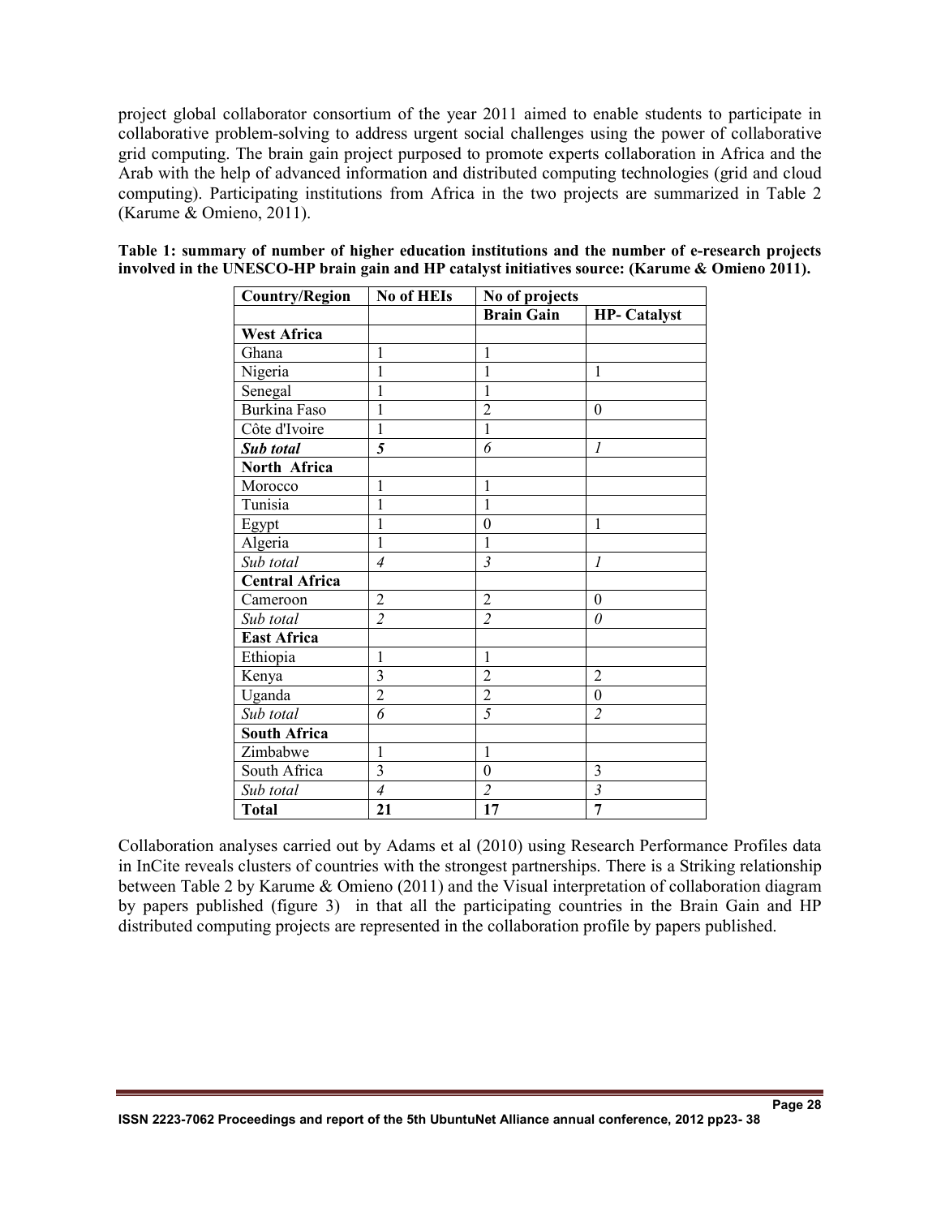project global collaborator consortium of the year 2011 aimed to enable students to participate in collaborative problem-solving to address urgent social challenges using the power of collaborative grid computing. The brain gain project purposed to promote experts collaboration in Africa and the Arab with the help of advanced information and distributed computing technologies (grid and cloud computing). Participating institutions from Africa in the two projects are summarized in Table 2 (Karume & Omieno, 2011).

**Table 1: summary of number of higher education institutions and the number of e-research projects involved in the UNESCO-HP brain gain and HP catalyst initiatives source: (Karume & Omieno 2011).**

| Country/Region | No of HEIs | No of projects | |
|---|---|---|---|
| | | **Brain Gain** | **HP- Catalyst** |
| **West Africa** | | | |
| Ghana | 1 | 1 | |
| Nigeria | 1 | 1 | 1 |
| Senegal | 1 | 1 | |
| Burkina Faso | 1 | 2 | 0 |
| Côte d'Ivoire | 1 | 1 | |
| ***Sub total*** | ***5*** | *6* | *1* |
| **North Africa** | | | |
| Morocco | 1 | 1 | |
| Tunisia | 1 | 1 | |
| Egypt | 1 | 0 | 1 |
| Algeria | 1 | 1 | |
| *Sub total* | *4* | *3* | *1* |
| **Central Africa** | | | |
| Cameroon | 2 | 2 | 0 |
| *Sub total* | *2* | *2* | *0* |
| **East Africa** | | | |
| Ethiopia | 1 | 1 | |
| Kenya | 3 | 2 | 2 |
| Uganda | 2 | 2 | 0 |
| *Sub total* | *6* | *5* | *2* |
| **South Africa** | | | |
| Zimbabwe | 1 | 1 | |
| South Africa | 3 | 0 | 3 |
| *Sub total* | *4* | *2* | *3* |
| **Total** | **21** | **17** | **7** |

Collaboration analyses carried out by Adams et al (2010) using Research Performance Profiles data in InCite reveals clusters of countries with the strongest partnerships. There is a Striking relationship between Table 2 by Karume & Omieno (2011) and the Visual interpretation of collaboration diagram by papers published (figure 3) in that all the participating countries in the Brain Gain and HP distributed computing projects are represented in the collaboration profile by papers published.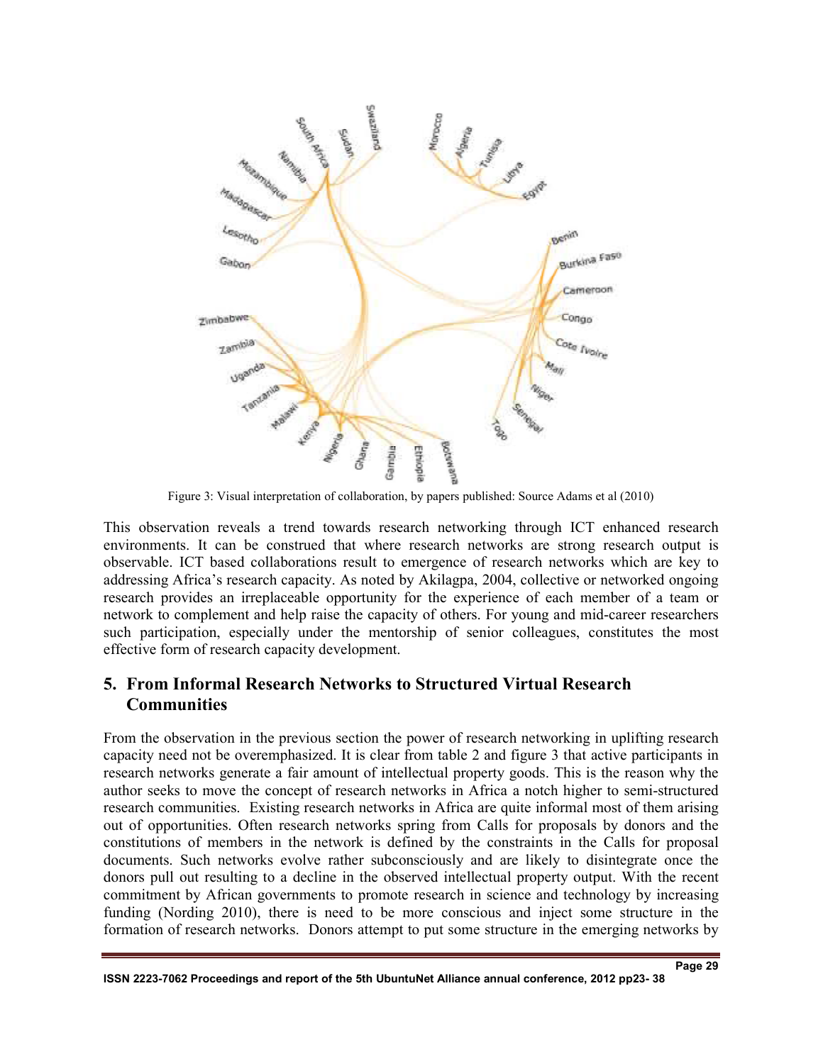Figure 3: Visual interpretation of collaboration, by papers published: Source Adams et al (2010)

This observation reveals a trend towards research networking through ICT enhanced research environments. It can be construed that where research networks are strong research output is observable. ICT based collaborations result to emergence of research networks which are key to addressing Africa's research capacity. As noted by Akilagpa, 2004, collective or networked ongoing research provides an irreplaceable opportunity for the experience of each member of a team or network to complement and help raise the capacity of others. For young and mid-career researchers such participation, especially under the mentorship of senior colleagues, constitutes the most effective form of research capacity development.

## 5. From Informal Research Networks to Structured Virtual Research Communities

From the observation in the previous section the power of research networking in uplifting research capacity need not be overemphasized. It is clear from table 2 and figure 3 that active participants in research networks generate a fair amount of intellectual property goods. This is the reason why the author seeks to move the concept of research networks in Africa a notch higher to semi-structured research communities. Existing research networks in Africa are quite informal most of them arising out of opportunities. Often research networks spring from Calls for proposals by donors and the constitutions of members in the network is defined by the constraints in the Calls for proposal documents. Such networks evolve rather subconsciously and are likely to disintegrate once the donors pull out resulting to a decline in the observed intellectual property output. With the recent commitment by African governments to promote research in science and technology by increasing funding (Nording 2010), there is need to be more conscious and inject some structure in the formation of research networks. Donors attempt to put some structure in the emerging networks by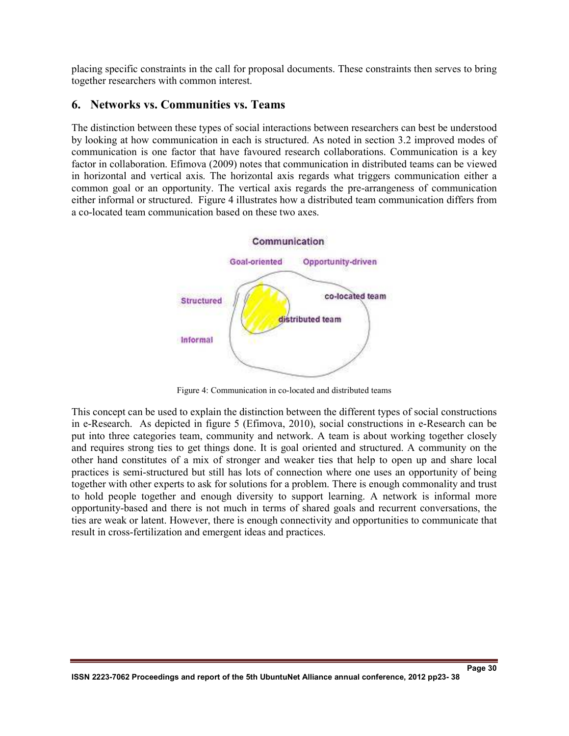placing specific constraints in the call for proposal documents. These constraints then serves to bring together researchers with common interest.

## 6. Networks vs. Communities vs. Teams

The distinction between these types of social interactions between researchers can best be understood by looking at how communication in each is structured. As noted in section 3.2 improved modes of communication is one factor that have favoured research collaborations. Communication is a key factor in collaboration. Efimova (2009) notes that communication in distributed teams can be viewed in horizontal and vertical axis. The horizontal axis regards what triggers communication either a common goal or an opportunity. The vertical axis regards the pre-arrangeness of communication either informal or structured. Figure 4 illustrates how a distributed team communication differs from a co-located team communication based on these two axes.

Figure 4: Communication in co-located and distributed teams

This concept can be used to explain the distinction between the different types of social constructions in e-Research. As depicted in figure 5 (Efimova, 2010), social constructions in e-Research can be put into three categories team, community and network. A team is about working together closely and requires strong ties to get things done. It is goal oriented and structured. A community on the other hand constitutes of a mix of stronger and weaker ties that help to open up and share local practices is semi-structured but still has lots of connection where one uses an opportunity of being together with other experts to ask for solutions for a problem. There is enough commonality and trust to hold people together and enough diversity to support learning. A network is informal more opportunity-based and there is not much in terms of shared goals and recurrent conversations, the ties are weak or latent. However, there is enough connectivity and opportunities to communicate that result in cross-fertilization and emergent ideas and practices.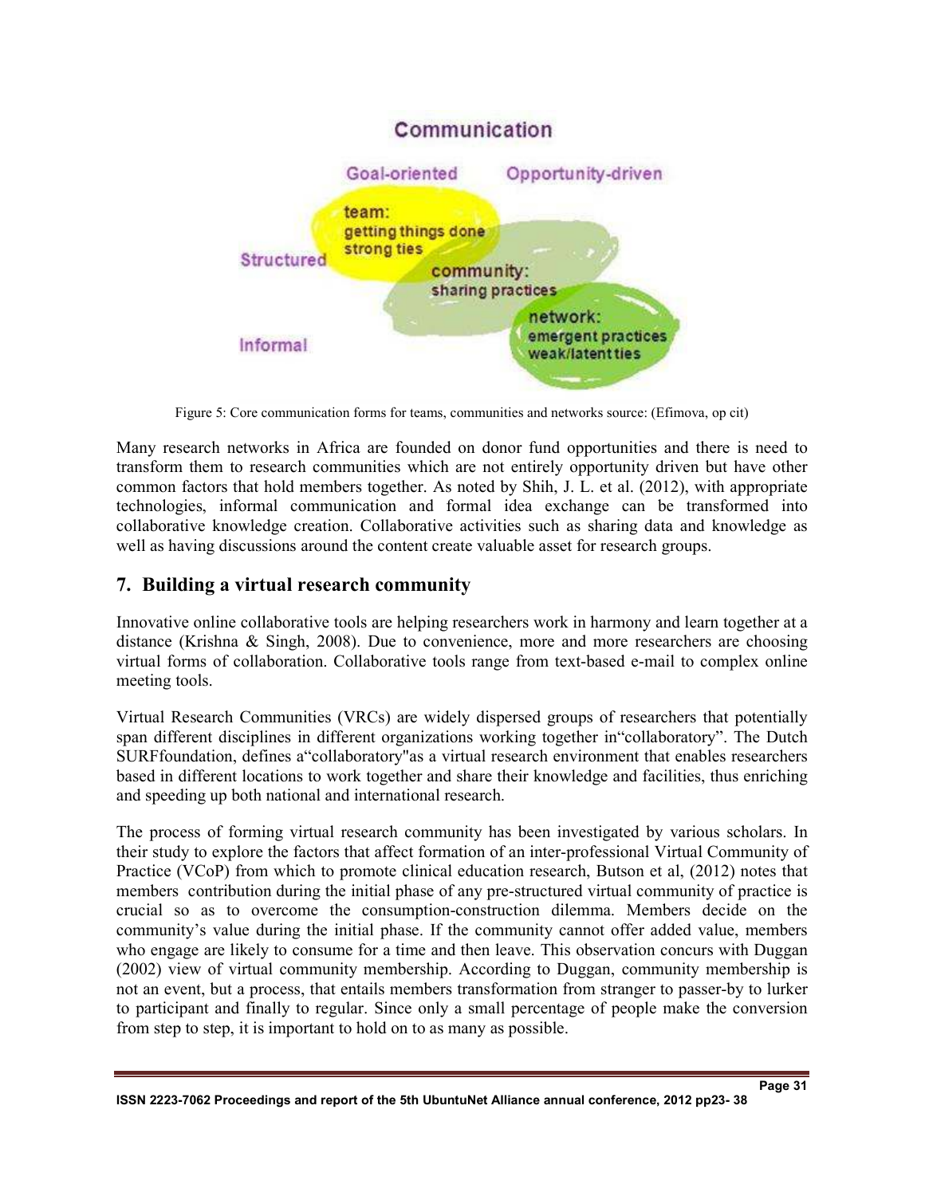Communication

Goal-oriented Opportunity-driven

Structured

Informal

team: getting things done strong ties

community: sharing practices

network: emergent practices weak/latent ties

Figure 5: Core communication forms for teams, communities and networks source: (Efimova, op cit)

Many research networks in Africa are founded on donor fund opportunities and there is need to transform them to research communities which are not entirely opportunity driven but have other common factors that hold members together. As noted by Shih, J. L. et al. (2012), with appropriate technologies, informal communication and formal idea exchange can be transformed into collaborative knowledge creation. Collaborative activities such as sharing data and knowledge as well as having discussions around the content create valuable asset for research groups.

## 7. Building a virtual research community

Innovative online collaborative tools are helping researchers work in harmony and learn together at a distance (Krishna & Singh, 2008). Due to convenience, more and more researchers are choosing virtual forms of collaboration. Collaborative tools range from text-based e-mail to complex online meeting tools.

Virtual Research Communities (VRCs) are widely dispersed groups of researchers that potentially span different disciplines in different organizations working together in"collaboratory". The Dutch SURFfoundation, defines a"collaboratory"as a virtual research environment that enables researchers based in different locations to work together and share their knowledge and facilities, thus enriching and speeding up both national and international research.

The process of forming virtual research community has been investigated by various scholars. In their study to explore the factors that affect formation of an inter-professional Virtual Community of Practice (VCoP) from which to promote clinical education research, Butson et al, (2012) notes that members contribution during the initial phase of any pre-structured virtual community of practice is crucial so as to overcome the consumption-construction dilemma. Members decide on the community's value during the initial phase. If the community cannot offer added value, members who engage are likely to consume for a time and then leave. This observation concurs with Duggan (2002) view of virtual community membership. According to Duggan, community membership is not an event, but a process, that entails members transformation from stranger to passer-by to lurker to participant and finally to regular. Since only a small percentage of people make the conversion from step to step, it is important to hold on to as many as possible.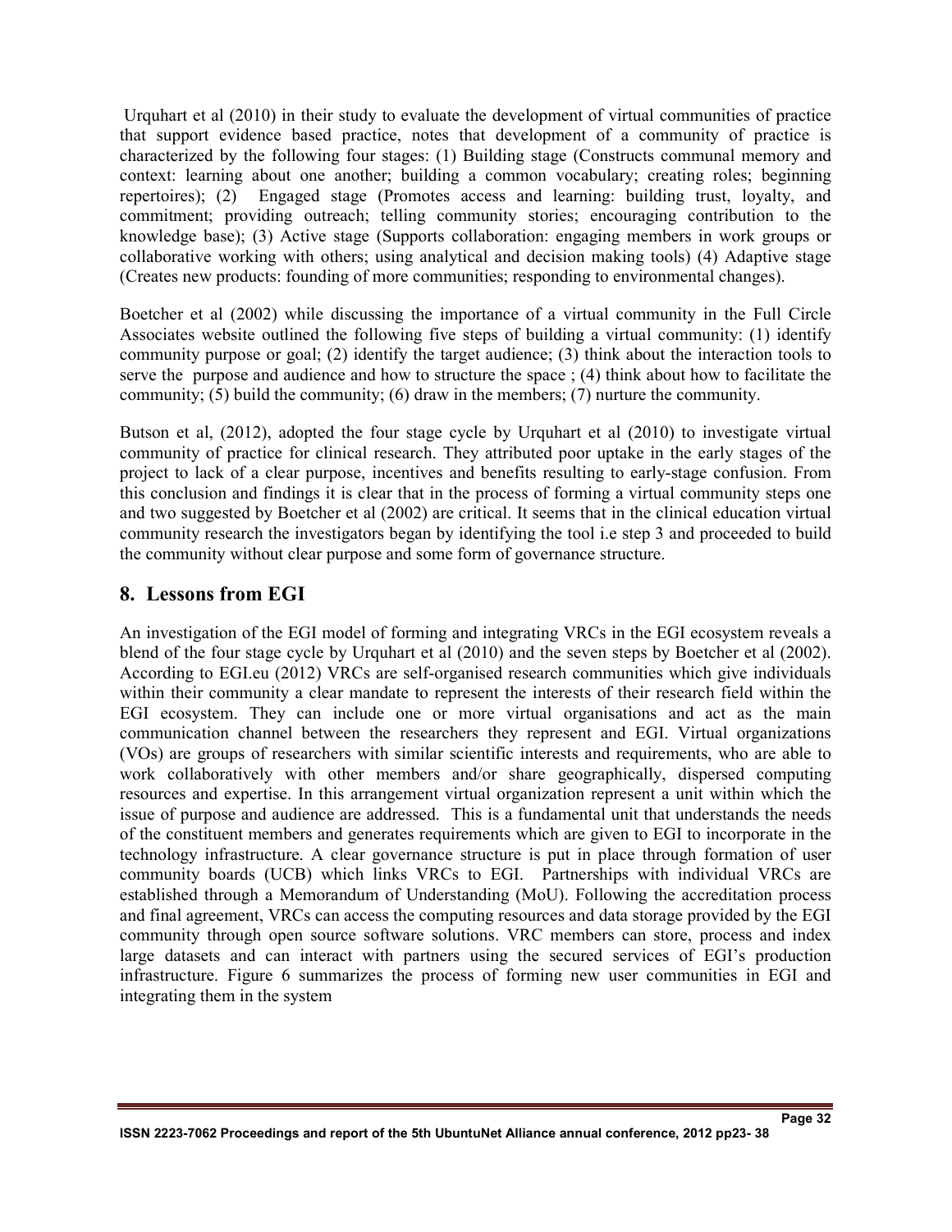Urquhart et al (2010) in their study to evaluate the development of virtual communities of practice that support evidence based practice, notes that development of a community of practice is characterized by the following four stages: (1) Building stage (Constructs communal memory and context: learning about one another; building a common vocabulary; creating roles; beginning repertoires); (2) Engaged stage (Promotes access and learning: building trust, loyalty, and commitment; providing outreach; telling community stories; encouraging contribution to the knowledge base); (3) Active stage (Supports collaboration: engaging members in work groups or collaborative working with others; using analytical and decision making tools) (4) Adaptive stage (Creates new products: founding of more communities; responding to environmental changes).

Boetcher et al (2002) while discussing the importance of a virtual community in the Full Circle Associates website outlined the following five steps of building a virtual community: (1) identify community purpose or goal; (2) identify the target audience; (3) think about the interaction tools to serve the purpose and audience and how to structure the space ; (4) think about how to facilitate the community; (5) build the community; (6) draw in the members; (7) nurture the community.

Butson et al, (2012), adopted the four stage cycle by Urquhart et al (2010) to investigate virtual community of practice for clinical research. They attributed poor uptake in the early stages of the project to lack of a clear purpose, incentives and benefits resulting to early-stage confusion. From this conclusion and findings it is clear that in the process of forming a virtual community steps one and two suggested by Boetcher et al (2002) are critical. It seems that in the clinical education virtual community research the investigators began by identifying the tool i.e step 3 and proceeded to build the community without clear purpose and some form of governance structure.

## 8. Lessons from EGI

An investigation of the EGI model of forming and integrating VRCs in the EGI ecosystem reveals a blend of the four stage cycle by Urquhart et al (2010) and the seven steps by Boetcher et al (2002). According to EGI.eu (2012) VRCs are self-organised research communities which give individuals within their community a clear mandate to represent the interests of their research field within the EGI ecosystem. They can include one or more virtual organisations and act as the main communication channel between the researchers they represent and EGI. Virtual organizations (VOs) are groups of researchers with similar scientific interests and requirements, who are able to work collaboratively with other members and/or share geographically, dispersed computing resources and expertise. In this arrangement virtual organization represent a unit within which the issue of purpose and audience are addressed. This is a fundamental unit that understands the needs of the constituent members and generates requirements which are given to EGI to incorporate in the technology infrastructure. A clear governance structure is put in place through formation of user community boards (UCB) which links VRCs to EGI. Partnerships with individual VRCs are established through a Memorandum of Understanding (MoU). Following the accreditation process and final agreement, VRCs can access the computing resources and data storage provided by the EGI community through open source software solutions. VRC members can store, process and index large datasets and can interact with partners using the secured services of EGI's production infrastructure. Figure 6 summarizes the process of forming new user communities in EGI and integrating them in the system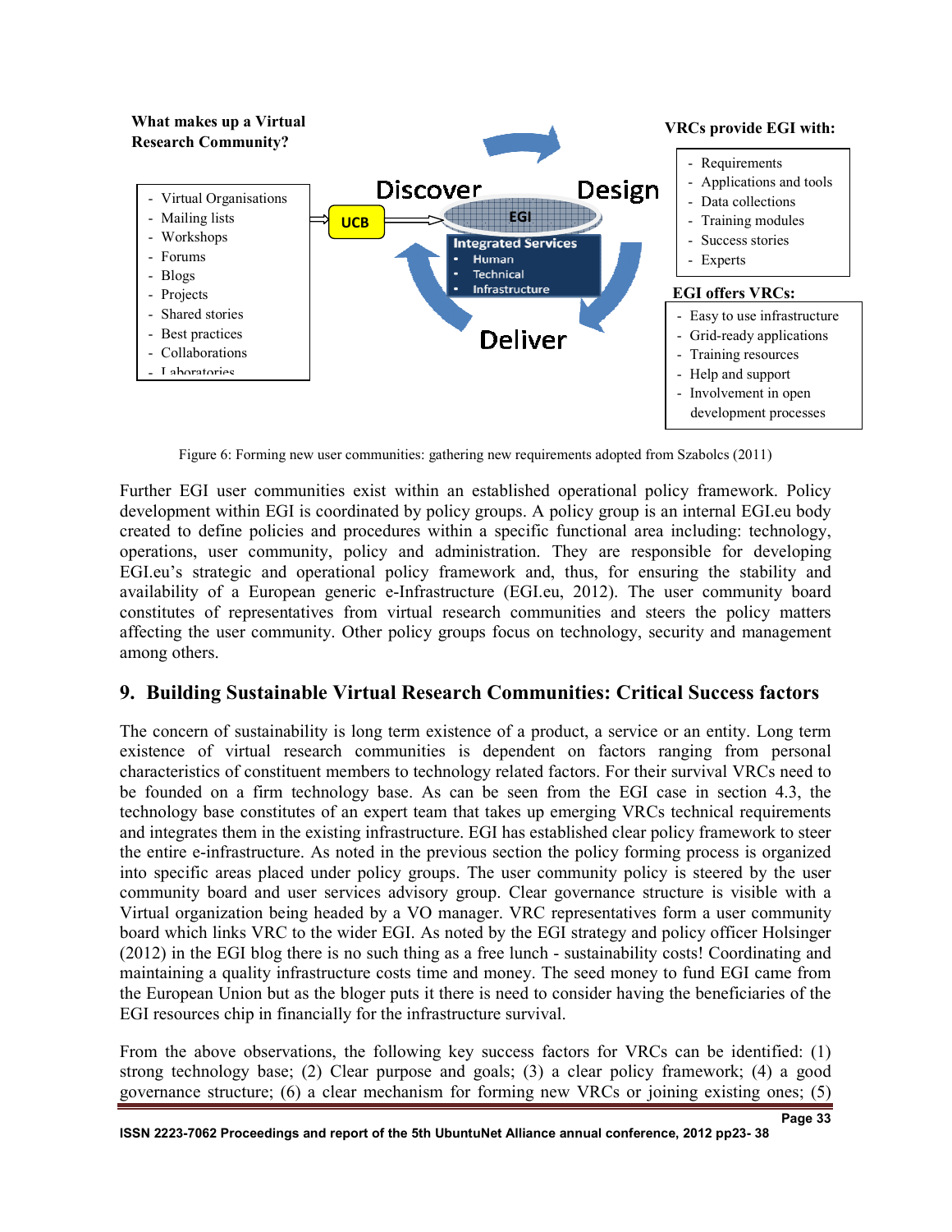What makes up a Virtual Research Community?

- Virtual Organisations
- Mailing lists
- Workshops
- Forums
- Blogs
- Projects
- Shared stories
- Best practices
- Collaborations
- Laboratories

UCB

Discover — Design — Deliver

EGI

Integrated Services
- Human
- Technical
- Infrastructure

VRCs provide EGI with:

- Requirements
- Applications and tools
- Data collections
- Training modules
- Success stories
- Experts

EGI offers VRCs:

- Easy to use infrastructure
- Grid-ready applications
- Training resources
- Help and support
- Involvement in open development processes

Figure 6: Forming new user communities: gathering new requirements adopted from Szabolcs (2011)

Further EGI user communities exist within an established operational policy framework. Policy development within EGI is coordinated by policy groups. A policy group is an internal EGI.eu body created to define policies and procedures within a specific functional area including: technology, operations, user community, policy and administration. They are responsible for developing EGI.eu's strategic and operational policy framework and, thus, for ensuring the stability and availability of a European generic e-Infrastructure (EGI.eu, 2012). The user community board constitutes of representatives from virtual research communities and steers the policy matters affecting the user community. Other policy groups focus on technology, security and management among others.

## 9. Building Sustainable Virtual Research Communities: Critical Success factors

The concern of sustainability is long term existence of a product, a service or an entity. Long term existence of virtual research communities is dependent on factors ranging from personal characteristics of constituent members to technology related factors. For their survival VRCs need to be founded on a firm technology base. As can be seen from the EGI case in section 4.3, the technology base constitutes of an expert team that takes up emerging VRCs technical requirements and integrates them in the existing infrastructure. EGI has established clear policy framework to steer the entire e-infrastructure. As noted in the previous section the policy forming process is organized into specific areas placed under policy groups. The user community policy is steered by the user community board and user services advisory group. Clear governance structure is visible with a Virtual organization being headed by a VO manager. VRC representatives form a user community board which links VRC to the wider EGI. As noted by the EGI strategy and policy officer Holsinger (2012) in the EGI blog there is no such thing as a free lunch - sustainability costs! Coordinating and maintaining a quality infrastructure costs time and money. The seed money to fund EGI came from the European Union but as the bloger puts it there is need to consider having the beneficiaries of the EGI resources chip in financially for the infrastructure survival.

From the above observations, the following key success factors for VRCs can be identified: (1) strong technology base; (2) Clear purpose and goals; (3) a clear policy framework; (4) a good governance structure; (6) a clear mechanism for forming new VRCs or joining existing ones; (5)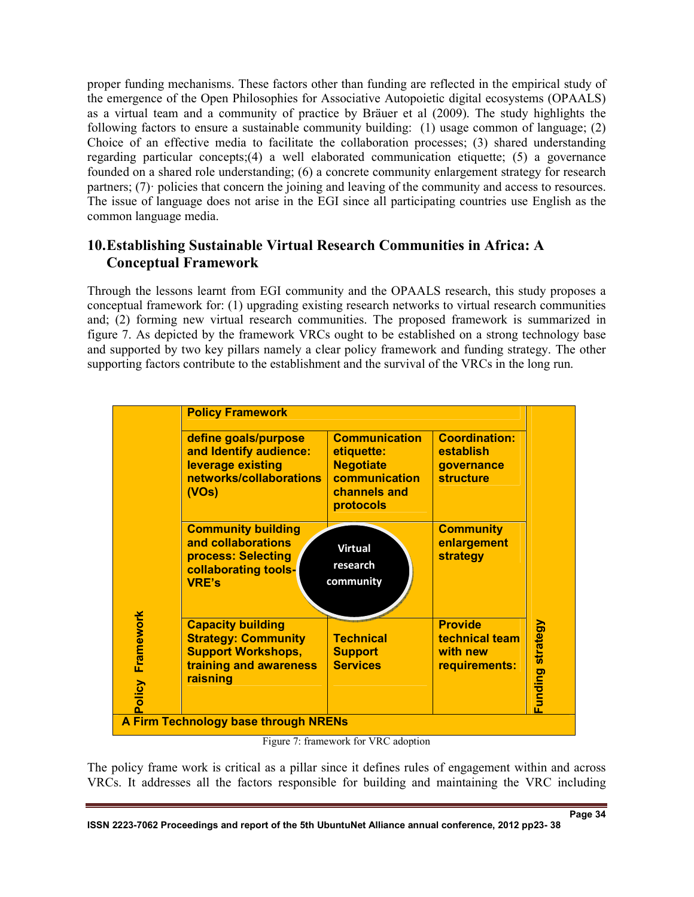proper funding mechanisms. These factors other than funding are reflected in the empirical study of the emergence of the Open Philosophies for Associative Autopoietic digital ecosystems (OPAALS) as a virtual team and a community of practice by Bräuer et al (2009). The study highlights the following factors to ensure a sustainable community building: (1) usage common of language; (2) Choice of an effective media to facilitate the collaboration processes; (3) shared understanding regarding particular concepts;(4) a well elaborated communication etiquette; (5) a governance founded on a shared role understanding; (6) a concrete community enlargement strategy for research partners; (7)· policies that concern the joining and leaving of the community and access to resources. The issue of language does not arise in the EGI since all participating countries use English as the common language media.

## 10. Establishing Sustainable Virtual Research Communities in Africa: A Conceptual Framework

Through the lessons learnt from EGI community and the OPAALS research, this study proposes a conceptual framework for: (1) upgrading existing research networks to virtual research communities and; (2) forming new virtual research communities. The proposed framework is summarized in figure 7. As depicted by the framework VRCs ought to be established on a strong technology base and supported by two key pillars namely a clear policy framework and funding strategy. The other supporting factors contribute to the establishment and the survival of the VRCs in the long run.

| Policy Framework | Policy Framework | | | Funding strategy |
|---|---|---|---|---|
| | **define goals/purpose and Identify audience: leverage existing networks/collaborations (VOs)** | **Communication etiquette: Negotiate communication channels and protocols** | **Coordination: establish governance structure** | |
| | **Community building and collaborations process: Selecting collaborating tools-VRE's** | **Virtual research community** | **Community enlargement strategy** | |
| | **Capacity building Strategy: Community Support Workshops, training and awareness raisning** | **Technical Support Services** | **Provide technical team with new requirements:** | |
| **A Firm Technology base through NRENs** | | | | |

Figure 7: framework for VRC adoption

The policy frame work is critical as a pillar since it defines rules of engagement within and across VRCs. It addresses all the factors responsible for building and maintaining the VRC including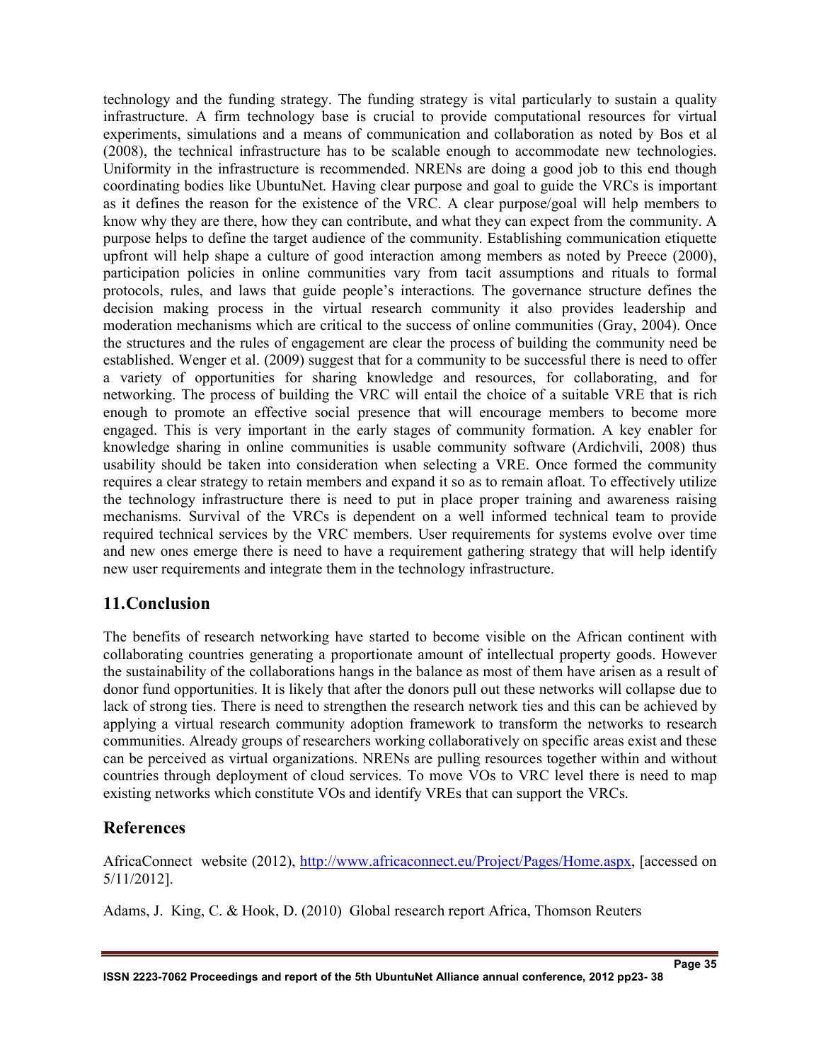technology and the funding strategy. The funding strategy is vital particularly to sustain a quality infrastructure. A firm technology base is crucial to provide computational resources for virtual experiments, simulations and a means of communication and collaboration as noted by Bos et al (2008), the technical infrastructure has to be scalable enough to accommodate new technologies. Uniformity in the infrastructure is recommended. NRENs are doing a good job to this end though coordinating bodies like UbuntuNet. Having clear purpose and goal to guide the VRCs is important as it defines the reason for the existence of the VRC. A clear purpose/goal will help members to know why they are there, how they can contribute, and what they can expect from the community. A purpose helps to define the target audience of the community. Establishing communication etiquette upfront will help shape a culture of good interaction among members as noted by Preece (2000), participation policies in online communities vary from tacit assumptions and rituals to formal protocols, rules, and laws that guide people's interactions. The governance structure defines the decision making process in the virtual research community it also provides leadership and moderation mechanisms which are critical to the success of online communities (Gray, 2004). Once the structures and the rules of engagement are clear the process of building the community need be established. Wenger et al. (2009) suggest that for a community to be successful there is need to offer a variety of opportunities for sharing knowledge and resources, for collaborating, and for networking. The process of building the VRC will entail the choice of a suitable VRE that is rich enough to promote an effective social presence that will encourage members to become more engaged. This is very important in the early stages of community formation. A key enabler for knowledge sharing in online communities is usable community software (Ardichvili, 2008) thus usability should be taken into consideration when selecting a VRE. Once formed the community requires a clear strategy to retain members and expand it so as to remain afloat. To effectively utilize the technology infrastructure there is need to put in place proper training and awareness raising mechanisms. Survival of the VRCs is dependent on a well informed technical team to provide required technical services by the VRC members. User requirements for systems evolve over time and new ones emerge there is need to have a requirement gathering strategy that will help identify new user requirements and integrate them in the technology infrastructure.

## 11.Conclusion

The benefits of research networking have started to become visible on the African continent with collaborating countries generating a proportionate amount of intellectual property goods. However the sustainability of the collaborations hangs in the balance as most of them have arisen as a result of donor fund opportunities. It is likely that after the donors pull out these networks will collapse due to lack of strong ties. There is need to strengthen the research network ties and this can be achieved by applying a virtual research community adoption framework to transform the networks to research communities. Already groups of researchers working collaboratively on specific areas exist and these can be perceived as virtual organizations. NRENs are pulling resources together within and without countries through deployment of cloud services. To move VOs to VRC level there is need to map existing networks which constitute VOs and identify VREs that can support the VRCs.

## References

AfricaConnect website (2012), http://www.africaconnect.eu/Project/Pages/Home.aspx, [accessed on 5/11/2012].

Adams, J. King, C. & Hook, D. (2010) Global research report Africa, Thomson Reuters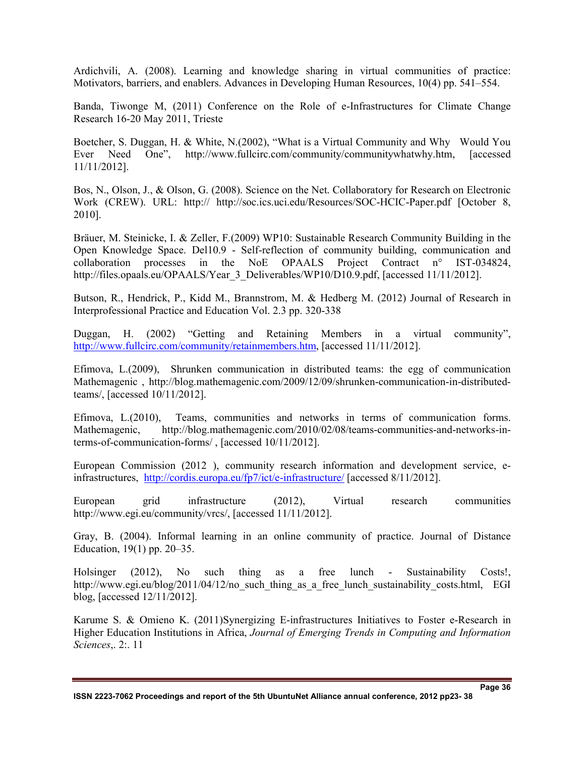Ardichvili, A. (2008). Learning and knowledge sharing in virtual communities of practice: Motivators, barriers, and enablers. Advances in Developing Human Resources, 10(4) pp. 541–554.

Banda, Tiwonge M, (2011) Conference on the Role of e-Infrastructures for Climate Change Research 16-20 May 2011, Trieste

Boetcher, S. Duggan, H. & White, N.(2002), "What is a Virtual Community and Why Would You Ever Need One", http://www.fullcirc.com/community/communitywhatwhy.htm, [accessed 11/11/2012].

Bos, N., Olson, J., & Olson, G. (2008). Science on the Net. Collaboratory for Research on Electronic Work (CREW). URL: http:// http://soc.ics.uci.edu/Resources/SOC-HCIC-Paper.pdf [October 8, 2010].

Bräuer, M. Steinicke, I. & Zeller, F.(2009) WP10: Sustainable Research Community Building in the Open Knowledge Space. Del10.9 - Self-reflection of community building, communication and collaboration processes in the NoE OPAALS Project Contract n° IST-034824, http://files.opaals.eu/OPAALS/Year_3_Deliverables/WP10/D10.9.pdf, [accessed 11/11/2012].

Butson, R., Hendrick, P., Kidd M., Brannstrom, M. & Hedberg M. (2012) Journal of Research in Interprofessional Practice and Education Vol. 2.3 pp. 320-338

Duggan, H. (2002) "Getting and Retaining Members in a virtual community", http://www.fullcirc.com/community/retainmembers.htm, [accessed 11/11/2012].

Efimova, L.(2009), Shrunken communication in distributed teams: the egg of communication Mathemagenic , http://blog.mathemagenic.com/2009/12/09/shrunken-communication-in-distributed-teams/, [accessed 10/11/2012].

Efimova, L.(2010), Teams, communities and networks in terms of communication forms. Mathemagenic, http://blog.mathemagenic.com/2010/02/08/teams-communities-and-networks-in-terms-of-communication-forms/ , [accessed 10/11/2012].

European Commission (2012 ), community research information and development service, e-infrastructures, http://cordis.europa.eu/fp7/ict/e-infrastructure/ [accessed 8/11/2012].

European grid infrastructure (2012), Virtual research communities http://www.egi.eu/community/vrcs/, [accessed 11/11/2012].

Gray, B. (2004). Informal learning in an online community of practice. Journal of Distance Education, 19(1) pp. 20–35.

Holsinger (2012), No such thing as a free lunch - Sustainability Costs!, http://www.egi.eu/blog/2011/04/12/no_such_thing_as_a_free_lunch_sustainability_costs.html, EGI blog, [accessed 12/11/2012].

Karume S. & Omieno K. (2011)Synergizing E-infrastructures Initiatives to Foster e-Research in Higher Education Institutions in Africa, *Journal of Emerging Trends in Computing and Information Sciences*,. 2:. 11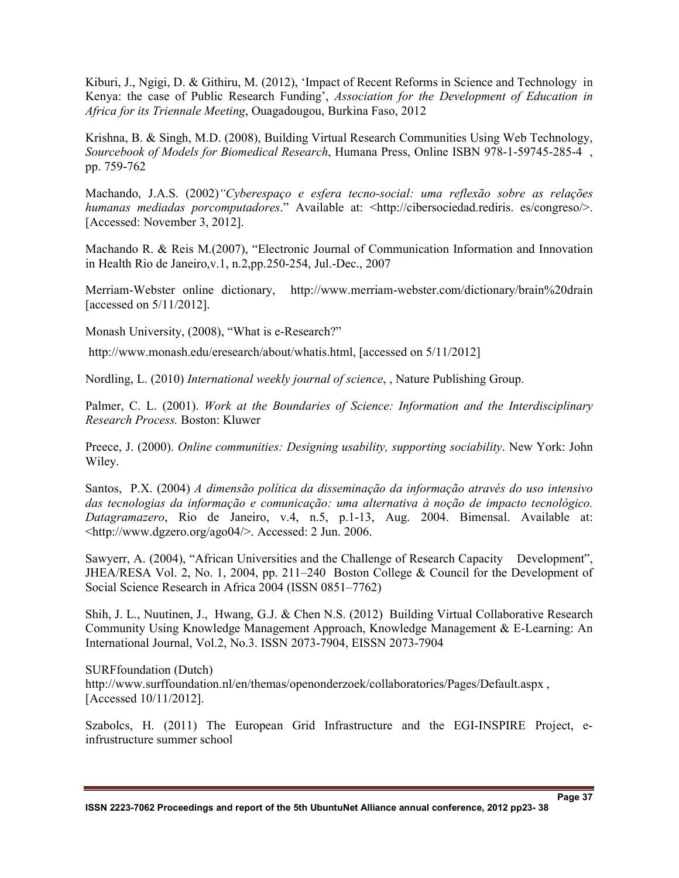Kiburi, J., Ngigi, D. & Githiru, M. (2012), 'Impact of Recent Reforms in Science and Technology in Kenya: the case of Public Research Funding', *Association for the Development of Education in Africa for its Triennale Meeting*, Ouagadougou, Burkina Faso, 2012

Krishna, B. & Singh, M.D. (2008), Building Virtual Research Communities Using Web Technology, *Sourcebook of Models for Biomedical Research*, Humana Press, Online ISBN 978-1-59745-285-4 , pp. 759-762

Machando, J.A.S. (2002)*"Cyberespaço e esfera tecno-social: uma reflexão sobre as relações humanas mediadas porcomputadores*." Available at: <http://cibersociedad.rediris. es/congreso/>. [Accessed: November 3, 2012].

Machando R. & Reis M.(2007), "Electronic Journal of Communication Information and Innovation in Health Rio de Janeiro,v.1, n.2,pp.250-254, Jul.-Dec., 2007

Merriam-Webster online dictionary, http://www.merriam-webster.com/dictionary/brain%20drain [accessed on 5/11/2012].

Monash University, (2008), "What is e-Research?"

http://www.monash.edu/eresearch/about/whatis.html, [accessed on 5/11/2012]

Nordling, L. (2010) *International weekly journal of science*, , Nature Publishing Group.

Palmer, C. L. (2001). *Work at the Boundaries of Science: Information and the Interdisciplinary Research Process.* Boston: Kluwer

Preece, J. (2000). *Online communities: Designing usability, supporting sociability*. New York: John Wiley.

Santos, P.X. (2004) *A dimensão política da disseminação da informação através do uso intensivo das tecnologias da informação e comunicação: uma alternativa à noção de impacto tecnológico. Datagramazero*, Rio de Janeiro, v.4, n.5, p.1-13, Aug. 2004. Bimensal. Available at: <http://www.dgzero.org/ago04/>. Accessed: 2 Jun. 2006.

Sawyerr, A. (2004), "African Universities and the Challenge of Research Capacity Development", JHEA/RESA Vol. 2, No. 1, 2004, pp. 211–240 Boston College & Council for the Development of Social Science Research in Africa 2004 (ISSN 0851–7762)

Shih, J. L., Nuutinen, J., Hwang, G.J. & Chen N.S. (2012) Building Virtual Collaborative Research Community Using Knowledge Management Approach, Knowledge Management & E-Learning: An International Journal, Vol.2, No.3. ISSN 2073-7904, EISSN 2073-7904

SURFfoundation (Dutch)
http://www.surffoundation.nl/en/themas/openonderzoek/collaboratories/Pages/Default.aspx , [Accessed 10/11/2012].

Szabolcs, H. (2011) The European Grid Infrastructure and the EGI-INSPIRE Project, e-infrustructure summer school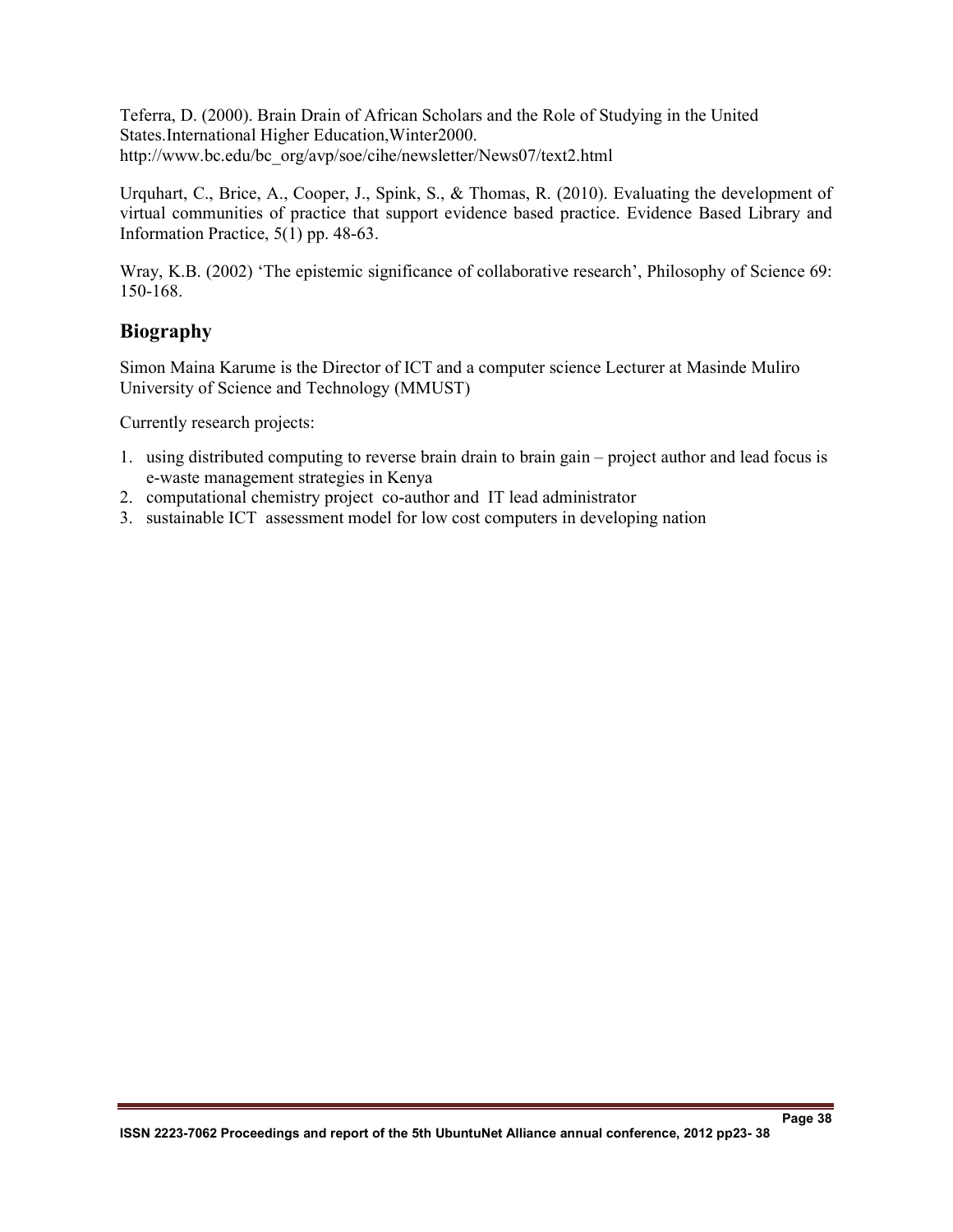Teferra, D. (2000). Brain Drain of African Scholars and the Role of Studying in the United States.International Higher Education,Winter2000. http://www.bc.edu/bc_org/avp/soe/cihe/newsletter/News07/text2.html

Urquhart, C., Brice, A., Cooper, J., Spink, S., & Thomas, R. (2010). Evaluating the development of virtual communities of practice that support evidence based practice. Evidence Based Library and Information Practice, 5(1) pp. 48-63.

Wray, K.B. (2002) 'The epistemic significance of collaborative research', Philosophy of Science 69: 150-168.

## Biography

Simon Maina Karume is the Director of ICT and a computer science Lecturer at Masinde Muliro University of Science and Technology (MMUST)

Currently research projects:

1. using distributed computing to reverse brain drain to brain gain – project author and lead focus is e-waste management strategies in Kenya
2. computational chemistry project co-author and IT lead administrator
3. sustainable ICT assessment model for low cost computers in developing nation